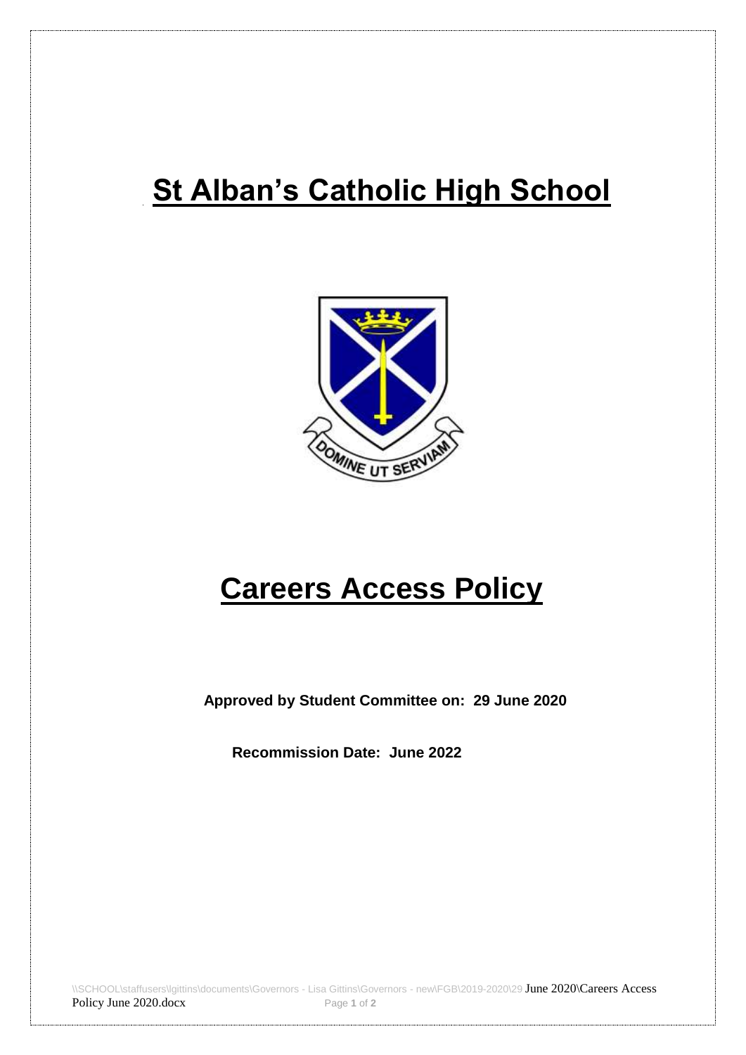# St Alban's Catholic High School

# Careers Access Policy

**Approved by Student Committee on: 29 June 2020**

**Recommission Date: June 2022**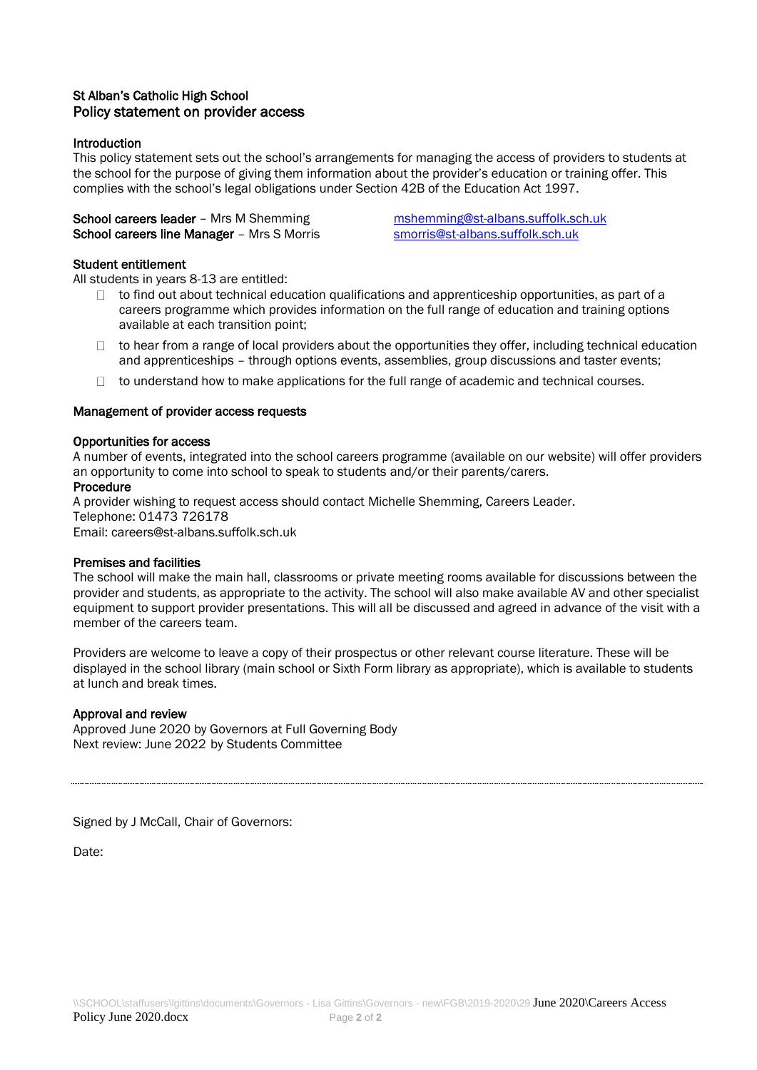# St Alban's Catholic High School
## Policy statement on provider access

### Introduction

This policy statement sets out the school's arrangements for managing the access of providers to students at the school for the purpose of giving them information about the provider's education or training offer. This complies with the school's legal obligations under Section 42B of the Education Act 1997.

**School careers leader** – Mrs M Shemming mshemming@st-albans.suffolk.sch.uk
**School careers line Manager** – Mrs S Morris smorris@st-albans.suffolk.sch.uk

### Student entitlement

All students in years 8-13 are entitled:

- to find out about technical education qualifications and apprenticeship opportunities, as part of a careers programme which provides information on the full range of education and training options available at each transition point;
- to hear from a range of local providers about the opportunities they offer, including technical education and apprenticeships – through options events, assemblies, group discussions and taster events;
- to understand how to make applications for the full range of academic and technical courses.

### Management of provider access requests

#### Opportunities for access

A number of events, integrated into the school careers programme (available on our website) will offer providers an opportunity to come into school to speak to students and/or their parents/carers.

#### Procedure

A provider wishing to request access should contact Michelle Shemming, Careers Leader.
Telephone: 01473 726178
Email: careers@st-albans.suffolk.sch.uk

### Premises and facilities

The school will make the main hall, classrooms or private meeting rooms available for discussions between the provider and students, as appropriate to the activity. The school will also make available AV and other specialist equipment to support provider presentations. This will all be discussed and agreed in advance of the visit with a member of the careers team.

Providers are welcome to leave a copy of their prospectus or other relevant course literature. These will be displayed in the school library (main school or Sixth Form library as appropriate), which is available to students at lunch and break times.

### Approval and review

Approved June 2020 by Governors at Full Governing Body
Next review: June 2022 by Students Committee

---

Signed by J McCall, Chair of Governors:

Date: